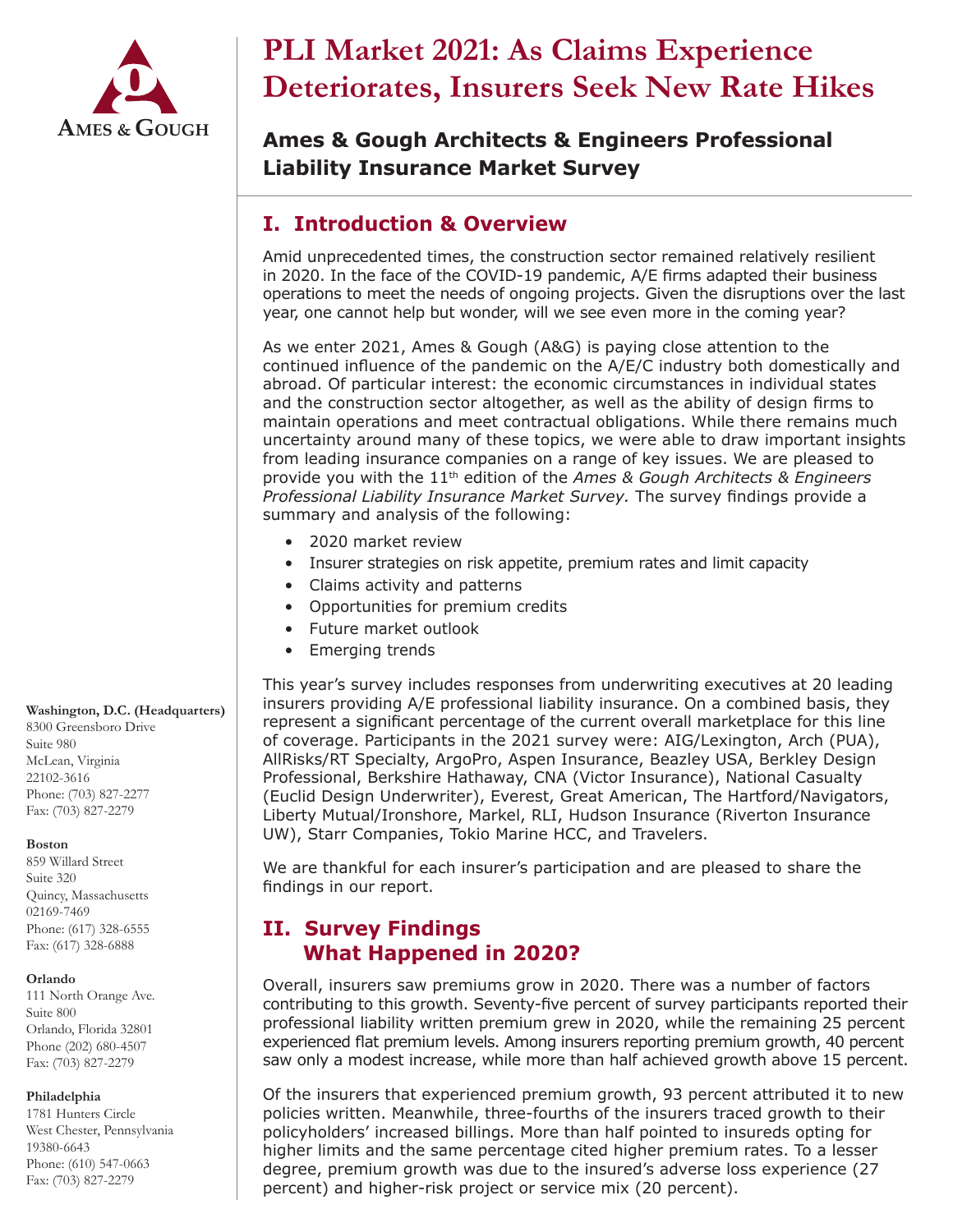# PLI Market 2021: As Claims Experience Deteriorates, Insurers Seek New Rate Hikes

## Ames & Gough Architects & Engineers Professional Liability Insurance Market Survey

## I. Introduction & Overview

Amid unprecedented times, the construction sector remained relatively resilient in 2020. In the face of the COVID-19 pandemic, A/E firms adapted their business operations to meet the needs of ongoing projects. Given the disruptions over the last year, one cannot help but wonder, will we see even more in the coming year?

As we enter 2021, Ames & Gough (A&G) is paying close attention to the continued influence of the pandemic on the A/E/C industry both domestically and abroad. Of particular interest: the economic circumstances in individual states and the construction sector altogether, as well as the ability of design firms to maintain operations and meet contractual obligations. While there remains much uncertainty around many of these topics, we were able to draw important insights from leading insurance companies on a range of key issues. We are pleased to provide you with the 11th edition of the *Ames & Gough Architects & Engineers Professional Liability Insurance Market Survey.* The survey findings provide a summary and analysis of the following:

- 2020 market review
- Insurer strategies on risk appetite, premium rates and limit capacity
- Claims activity and patterns
- Opportunities for premium credits
- Future market outlook
- Emerging trends

This year's survey includes responses from underwriting executives at 20 leading insurers providing A/E professional liability insurance. On a combined basis, they represent a significant percentage of the current overall marketplace for this line of coverage. Participants in the 2021 survey were: AIG/Lexington, Arch (PUA), AllRisks/RT Specialty, ArgoPro, Aspen Insurance, Beazley USA, Berkley Design Professional, Berkshire Hathaway, CNA (Victor Insurance), National Casualty (Euclid Design Underwriter), Everest, Great American, The Hartford/Navigators, Liberty Mutual/Ironshore, Markel, RLI, Hudson Insurance (Riverton Insurance UW), Starr Companies, Tokio Marine HCC, and Travelers.

We are thankful for each insurer's participation and are pleased to share the findings in our report.

## II. Survey Findings
## What Happened in 2020?

Overall, insurers saw premiums grow in 2020. There was a number of factors contributing to this growth. Seventy-five percent of survey participants reported their professional liability written premium grew in 2020, while the remaining 25 percent experienced flat premium levels. Among insurers reporting premium growth, 40 percent saw only a modest increase, while more than half achieved growth above 15 percent.

Of the insurers that experienced premium growth, 93 percent attributed it to new policies written. Meanwhile, three-fourths of the insurers traced growth to their policyholders' increased billings. More than half pointed to insureds opting for higher limits and the same percentage cited higher premium rates. To a lesser degree, premium growth was due to the insured's adverse loss experience (27 percent) and higher-risk project or service mix (20 percent).

**Washington, D.C. (Headquarters)**
8300 Greensboro Drive
Suite 980
McLean, Virginia
22102-3616
Phone: (703) 827-2277
Fax: (703) 827-2279

**Boston**
859 Willard Street
Suite 320
Quincy, Massachusetts
02169-7469
Phone: (617) 328-6555
Fax: (617) 328-6888

**Orlando**
111 North Orange Ave.
Suite 800
Orlando, Florida 32801
Phone (202) 680-4507
Fax: (703) 827-2279

**Philadelphia**
1781 Hunters Circle
West Chester, Pennsylvania
19380-6643
Phone: (610) 547-0663
Fax: (703) 827-2279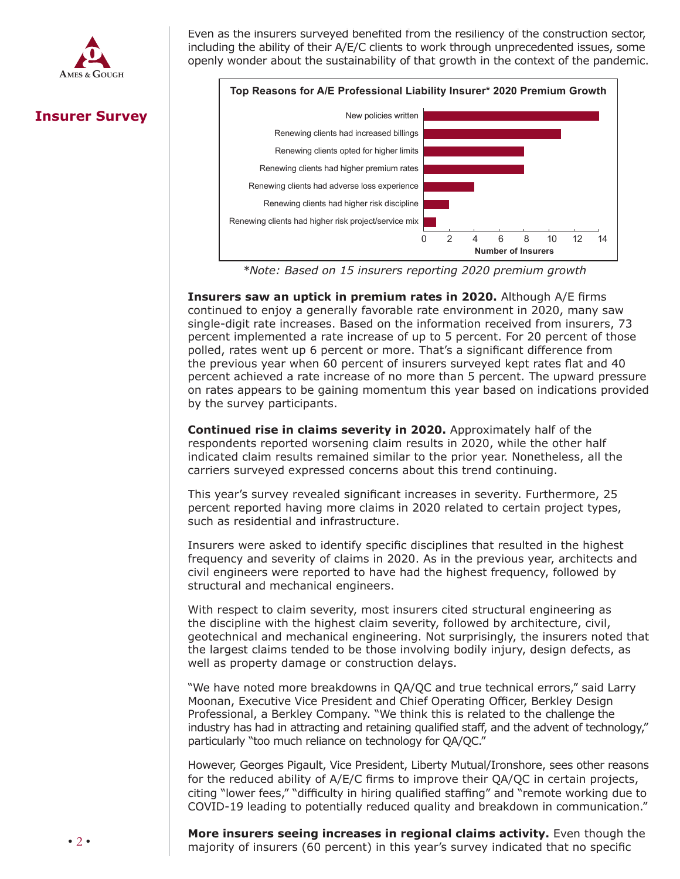Even as the insurers surveyed benefited from the resiliency of the construction sector, including the ability of their A/E/C clients to work through unprecedented issues, some openly wonder about the sustainability of that growth in the context of the pandemic.

**Top Reasons for A/E Professional Liability Insurer* 2020 Premium Growth**

| Reason | Number of Insurers |
|---|---|
| New policies written | 14 |
| Renewing clients had increased billings | 11 |
| Renewing clients opted for higher limits | 8 |
| Renewing clients had higher premium rates | 8 |
| Renewing clients had adverse loss experience | 4 |
| Renewing clients had higher risk discipline | 2 |
| Renewing clients had higher risk project/service mix | 1 |

**Number of Insurers**

*\*Note: Based on 15 insurers reporting 2020 premium growth*

**Insurers saw an uptick in premium rates in 2020.** Although A/E firms continued to enjoy a generally favorable rate environment in 2020, many saw single-digit rate increases. Based on the information received from insurers, 73 percent implemented a rate increase of up to 5 percent. For 20 percent of those polled, rates went up 6 percent or more. That's a significant difference from the previous year when 60 percent of insurers surveyed kept rates flat and 40 percent achieved a rate increase of no more than 5 percent. The upward pressure on rates appears to be gaining momentum this year based on indications provided by the survey participants.

**Continued rise in claims severity in 2020.** Approximately half of the respondents reported worsening claim results in 2020, while the other half indicated claim results remained similar to the prior year. Nonetheless, all the carriers surveyed expressed concerns about this trend continuing.

This year's survey revealed significant increases in severity. Furthermore, 25 percent reported having more claims in 2020 related to certain project types, such as residential and infrastructure.

Insurers were asked to identify specific disciplines that resulted in the highest frequency and severity of claims in 2020. As in the previous year, architects and civil engineers were reported to have had the highest frequency, followed by structural and mechanical engineers.

With respect to claim severity, most insurers cited structural engineering as the discipline with the highest claim severity, followed by architecture, civil, geotechnical and mechanical engineering. Not surprisingly, the insurers noted that the largest claims tended to be those involving bodily injury, design defects, as well as property damage or construction delays.

"We have noted more breakdowns in QA/QC and true technical errors," said Larry Moonan, Executive Vice President and Chief Operating Officer, Berkley Design Professional, a Berkley Company. "We think this is related to the challenge the industry has had in attracting and retaining qualified staff, and the advent of technology," particularly "too much reliance on technology for QA/QC."

However, Georges Pigault, Vice President, Liberty Mutual/Ironshore, sees other reasons for the reduced ability of A/E/C firms to improve their QA/QC in certain projects, citing "lower fees," "difficulty in hiring qualified staffing" and "remote working due to COVID-19 leading to potentially reduced quality and breakdown in communication."

**More insurers seeing increases in regional claims activity.** Even though the majority of insurers (60 percent) in this year's survey indicated that no specific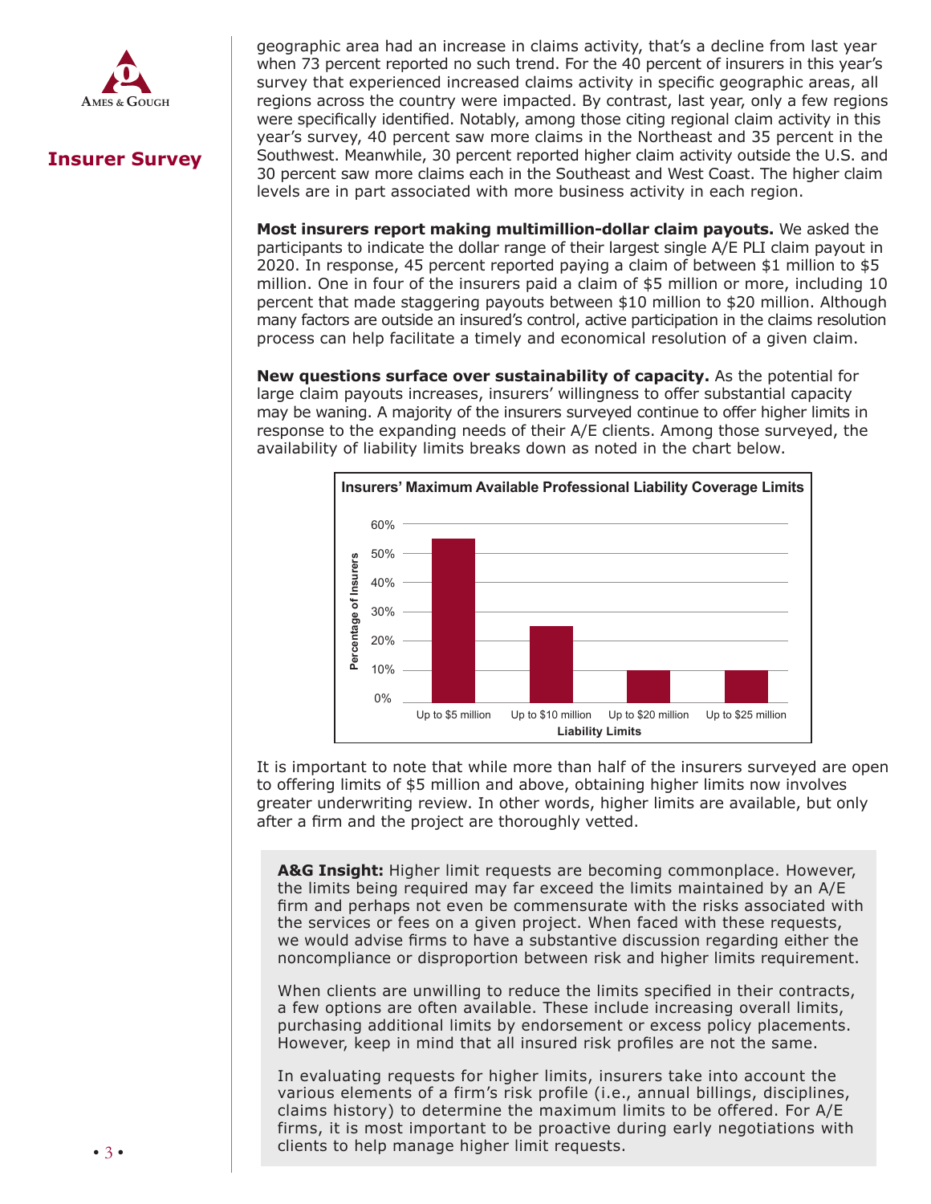geographic area had an increase in claims activity, that's a decline from last year when 73 percent reported no such trend. For the 40 percent of insurers in this year's survey that experienced increased claims activity in specific geographic areas, all regions across the country were impacted. By contrast, last year, only a few regions were specifically identified. Notably, among those citing regional claim activity in this year's survey, 40 percent saw more claims in the Northeast and 35 percent in the Southwest. Meanwhile, 30 percent reported higher claim activity outside the U.S. and 30 percent saw more claims each in the Southeast and West Coast. The higher claim levels are in part associated with more business activity in each region.

**Most insurers report making multimillion-dollar claim payouts.** We asked the participants to indicate the dollar range of their largest single A/E PLI claim payout in 2020. In response, 45 percent reported paying a claim of between $1 million to $5 million. One in four of the insurers paid a claim of $5 million or more, including 10 percent that made staggering payouts between $10 million to $20 million. Although many factors are outside an insured's control, active participation in the claims resolution process can help facilitate a timely and economical resolution of a given claim.

**New questions surface over sustainability of capacity.** As the potential for large claim payouts increases, insurers' willingness to offer substantial capacity may be waning. A majority of the insurers surveyed continue to offer higher limits in response to the expanding needs of their A/E clients. Among those surveyed, the availability of liability limits breaks down as noted in the chart below.

**Insurers' Maximum Available Professional Liability Coverage Limits**

| Liability Limits | Percentage of Insurers |
|---|---|
| Up to $5 million | 55% |
| Up to $10 million | 25% |
| Up to $20 million | 10% |
| Up to $25 million | 10% |

It is important to note that while more than half of the insurers surveyed are open to offering limits of $5 million and above, obtaining higher limits now involves greater underwriting review. In other words, higher limits are available, but only after a firm and the project are thoroughly vetted.

**A&G Insight:** Higher limit requests are becoming commonplace. However, the limits being required may far exceed the limits maintained by an A/E firm and perhaps not even be commensurate with the risks associated with the services or fees on a given project. When faced with these requests, we would advise firms to have a substantive discussion regarding either the noncompliance or disproportion between risk and higher limits requirement.

When clients are unwilling to reduce the limits specified in their contracts, a few options are often available. These include increasing overall limits, purchasing additional limits by endorsement or excess policy placements. However, keep in mind that all insured risk profiles are not the same.

In evaluating requests for higher limits, insurers take into account the various elements of a firm's risk profile (i.e., annual billings, disciplines, claims history) to determine the maximum limits to be offered. For A/E firms, it is most important to be proactive during early negotiations with clients to help manage higher limit requests.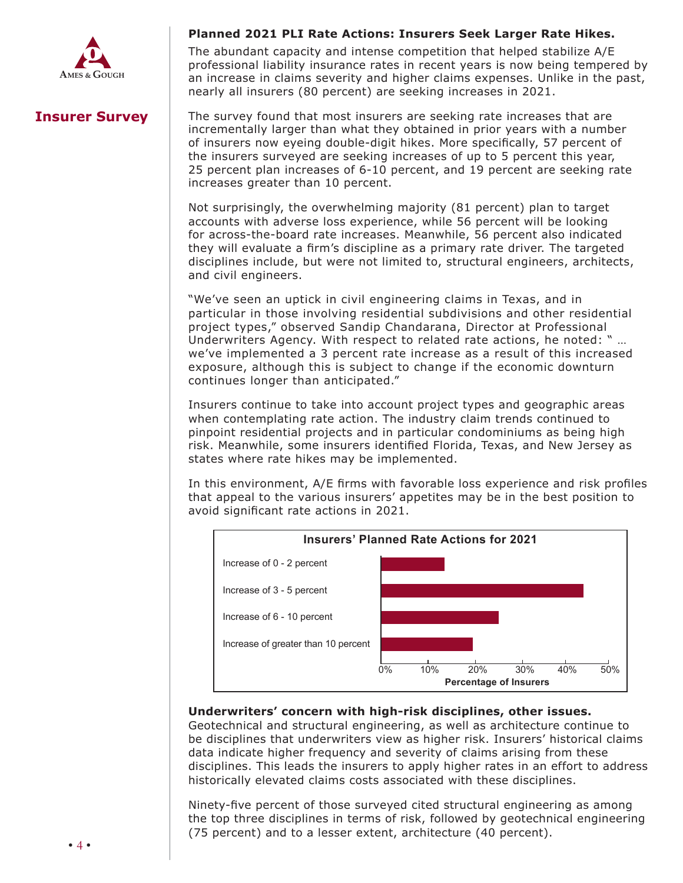## Insurer Survey

### Planned 2021 PLI Rate Actions: Insurers Seek Larger Rate Hikes.

The abundant capacity and intense competition that helped stabilize A/E professional liability insurance rates in recent years is now being tempered by an increase in claims severity and higher claims expenses. Unlike in the past, nearly all insurers (80 percent) are seeking increases in 2021.

The survey found that most insurers are seeking rate increases that are incrementally larger than what they obtained in prior years with a number of insurers now eyeing double-digit hikes. More specifically, 57 percent of the insurers surveyed are seeking increases of up to 5 percent this year, 25 percent plan increases of 6-10 percent, and 19 percent are seeking rate increases greater than 10 percent.

Not surprisingly, the overwhelming majority (81 percent) plan to target accounts with adverse loss experience, while 56 percent will be looking for across-the-board rate increases. Meanwhile, 56 percent also indicated they will evaluate a firm's discipline as a primary rate driver. The targeted disciplines include, but were not limited to, structural engineers, architects, and civil engineers.

"We've seen an uptick in civil engineering claims in Texas, and in particular in those involving residential subdivisions and other residential project types," observed Sandip Chandarana, Director at Professional Underwriters Agency. With respect to related rate actions, he noted: " … we've implemented a 3 percent rate increase as a result of this increased exposure, although this is subject to change if the economic downturn continues longer than anticipated."

Insurers continue to take into account project types and geographic areas when contemplating rate action. The industry claim trends continued to pinpoint residential projects and in particular condominiums as being high risk. Meanwhile, some insurers identified Florida, Texas, and New Jersey as states where rate hikes may be implemented.

In this environment, A/E firms with favorable loss experience and risk profiles that appeal to the various insurers' appetites may be in the best position to avoid significant rate actions in 2021.

**Insurers' Planned Rate Actions for 2021**

| Rate Action | Percentage of Insurers (approx.) |
|---|---|
| Increase of 0 - 2 percent | ~13% |
| Increase of 3 - 5 percent | ~44% |
| Increase of 6 - 10 percent | ~25% |
| Increase of greater than 10 percent | ~19% |

### Underwriters' concern with high-risk disciplines, other issues.

Geotechnical and structural engineering, as well as architecture continue to be disciplines that underwriters view as higher risk. Insurers' historical claims data indicate higher frequency and severity of claims arising from these disciplines. This leads the insurers to apply higher rates in an effort to address historically elevated claims costs associated with these disciplines.

Ninety-five percent of those surveyed cited structural engineering as among the top three disciplines in terms of risk, followed by geotechnical engineering (75 percent) and to a lesser extent, architecture (40 percent).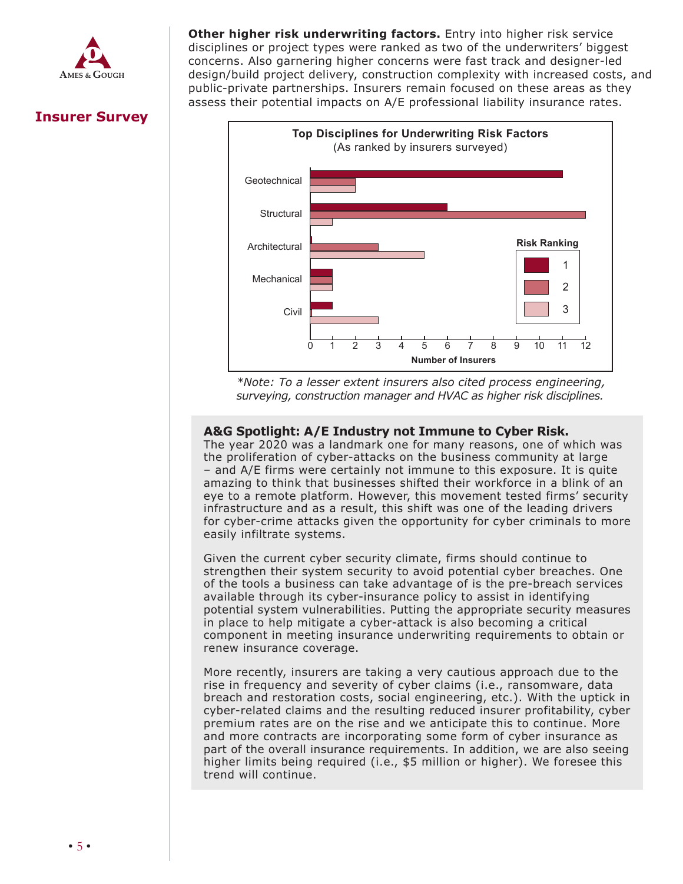## Insurer Survey

**Other higher risk underwriting factors.** Entry into higher risk service disciplines or project types were ranked as two of the underwriters' biggest concerns. Also garnering higher concerns were fast track and designer-led design/build project delivery, construction complexity with increased costs, and public-private partnerships. Insurers remain focused on these areas as they assess their potential impacts on A/E professional liability insurance rates.

**Top Disciplines for Underwriting Risk Factors**
(As ranked by insurers surveyed)

| Discipline | Risk Ranking 1 | Risk Ranking 2 | Risk Ranking 3 |
|---|---|---|---|
| Geotechnical | 11 | 2 | 2 |
| Structural | 6 | 12 | 1 |
| Architectural | 0 | 3 | 5 |
| Mechanical | 1 | 1 | 1 |
| Civil | 1 | 0 | 3 |

Number of Insurers

*\*Note: To a lesser extent insurers also cited process engineering, surveying, construction manager and HVAC as higher risk disciplines.*

### A&G Spotlight: A/E Industry not Immune to Cyber Risk.

The year 2020 was a landmark one for many reasons, one of which was the proliferation of cyber-attacks on the business community at large – and A/E firms were certainly not immune to this exposure. It is quite amazing to think that businesses shifted their workforce in a blink of an eye to a remote platform. However, this movement tested firms' security infrastructure and as a result, this shift was one of the leading drivers for cyber-crime attacks given the opportunity for cyber criminals to more easily infiltrate systems.

Given the current cyber security climate, firms should continue to strengthen their system security to avoid potential cyber breaches. One of the tools a business can take advantage of is the pre-breach services available through its cyber-insurance policy to assist in identifying potential system vulnerabilities. Putting the appropriate security measures in place to help mitigate a cyber-attack is also becoming a critical component in meeting insurance underwriting requirements to obtain or renew insurance coverage.

More recently, insurers are taking a very cautious approach due to the rise in frequency and severity of cyber claims (i.e., ransomware, data breach and restoration costs, social engineering, etc.). With the uptick in cyber-related claims and the resulting reduced insurer profitability, cyber premium rates are on the rise and we anticipate this to continue. More and more contracts are incorporating some form of cyber insurance as part of the overall insurance requirements. In addition, we are also seeing higher limits being required (i.e., $5 million or higher). We foresee this trend will continue.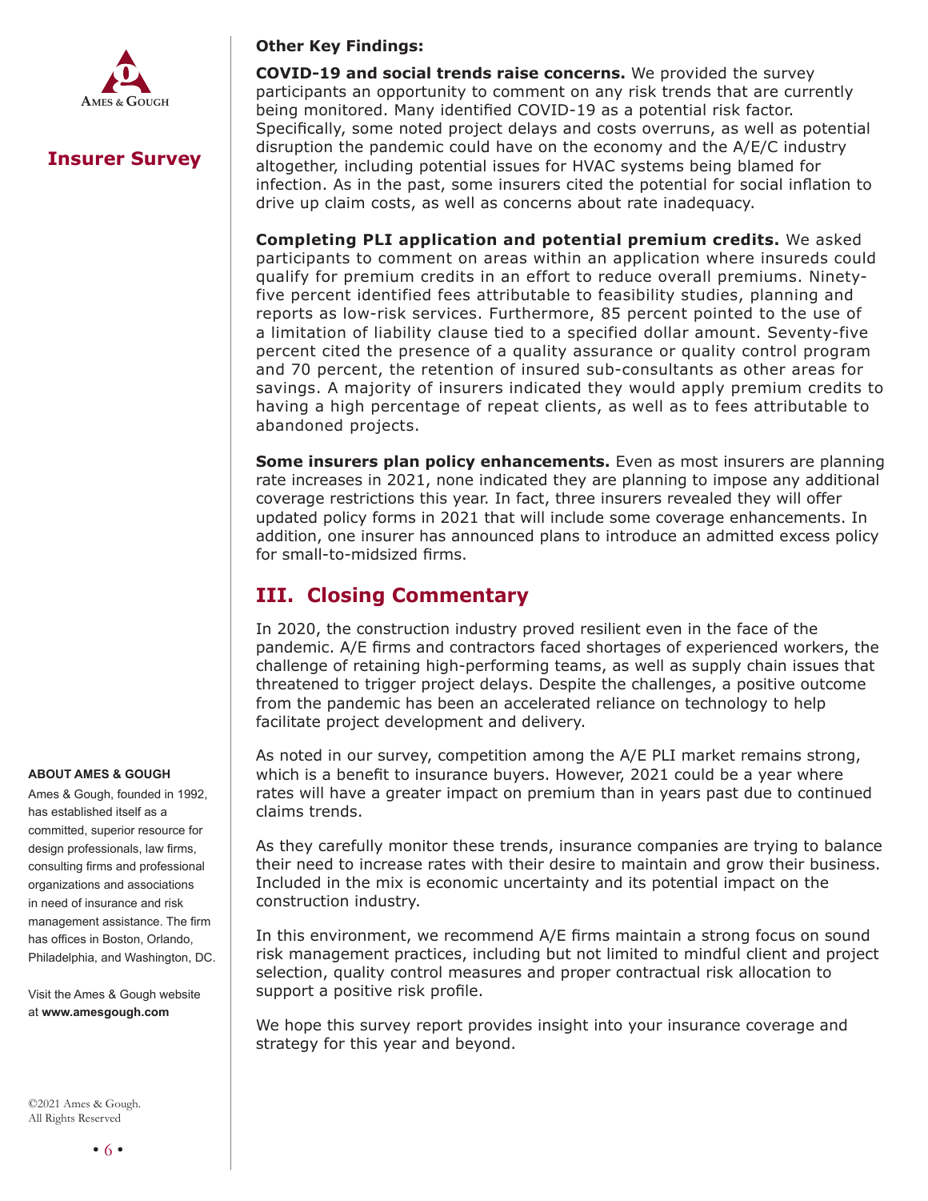**Insurer Survey**

**Other Key Findings:**

**COVID-19 and social trends raise concerns.** We provided the survey participants an opportunity to comment on any risk trends that are currently being monitored. Many identified COVID-19 as a potential risk factor. Specifically, some noted project delays and costs overruns, as well as potential disruption the pandemic could have on the economy and the A/E/C industry altogether, including potential issues for HVAC systems being blamed for infection. As in the past, some insurers cited the potential for social inflation to drive up claim costs, as well as concerns about rate inadequacy.

**Completing PLI application and potential premium credits.** We asked participants to comment on areas within an application where insureds could qualify for premium credits in an effort to reduce overall premiums. Ninety-five percent identified fees attributable to feasibility studies, planning and reports as low-risk services. Furthermore, 85 percent pointed to the use of a limitation of liability clause tied to a specified dollar amount. Seventy-five percent cited the presence of a quality assurance or quality control program and 70 percent, the retention of insured sub-consultants as other areas for savings. A majority of insurers indicated they would apply premium credits to having a high percentage of repeat clients, as well as to fees attributable to abandoned projects.

**Some insurers plan policy enhancements.** Even as most insurers are planning rate increases in 2021, none indicated they are planning to impose any additional coverage restrictions this year. In fact, three insurers revealed they will offer updated policy forms in 2021 that will include some coverage enhancements. In addition, one insurer has announced plans to introduce an admitted excess policy for small-to-midsized firms.

## III. Closing Commentary

In 2020, the construction industry proved resilient even in the face of the pandemic. A/E firms and contractors faced shortages of experienced workers, the challenge of retaining high-performing teams, as well as supply chain issues that threatened to trigger project delays. Despite the challenges, a positive outcome from the pandemic has been an accelerated reliance on technology to help facilitate project development and delivery.

As noted in our survey, competition among the A/E PLI market remains strong, which is a benefit to insurance buyers. However, 2021 could be a year where rates will have a greater impact on premium than in years past due to continued claims trends.

As they carefully monitor these trends, insurance companies are trying to balance their need to increase rates with their desire to maintain and grow their business. Included in the mix is economic uncertainty and its potential impact on the construction industry.

In this environment, we recommend A/E firms maintain a strong focus on sound risk management practices, including but not limited to mindful client and project selection, quality control measures and proper contractual risk allocation to support a positive risk profile.

We hope this survey report provides insight into your insurance coverage and strategy for this year and beyond.

**ABOUT AMES & GOUGH**

Ames & Gough, founded in 1992, has established itself as a committed, superior resource for design professionals, law firms, consulting firms and professional organizations and associations in need of insurance and risk management assistance. The firm has offices in Boston, Orlando, Philadelphia, and Washington, DC.

Visit the Ames & Gough website at **www.amesgough.com**

©2021 Ames & Gough. All Rights Reserved